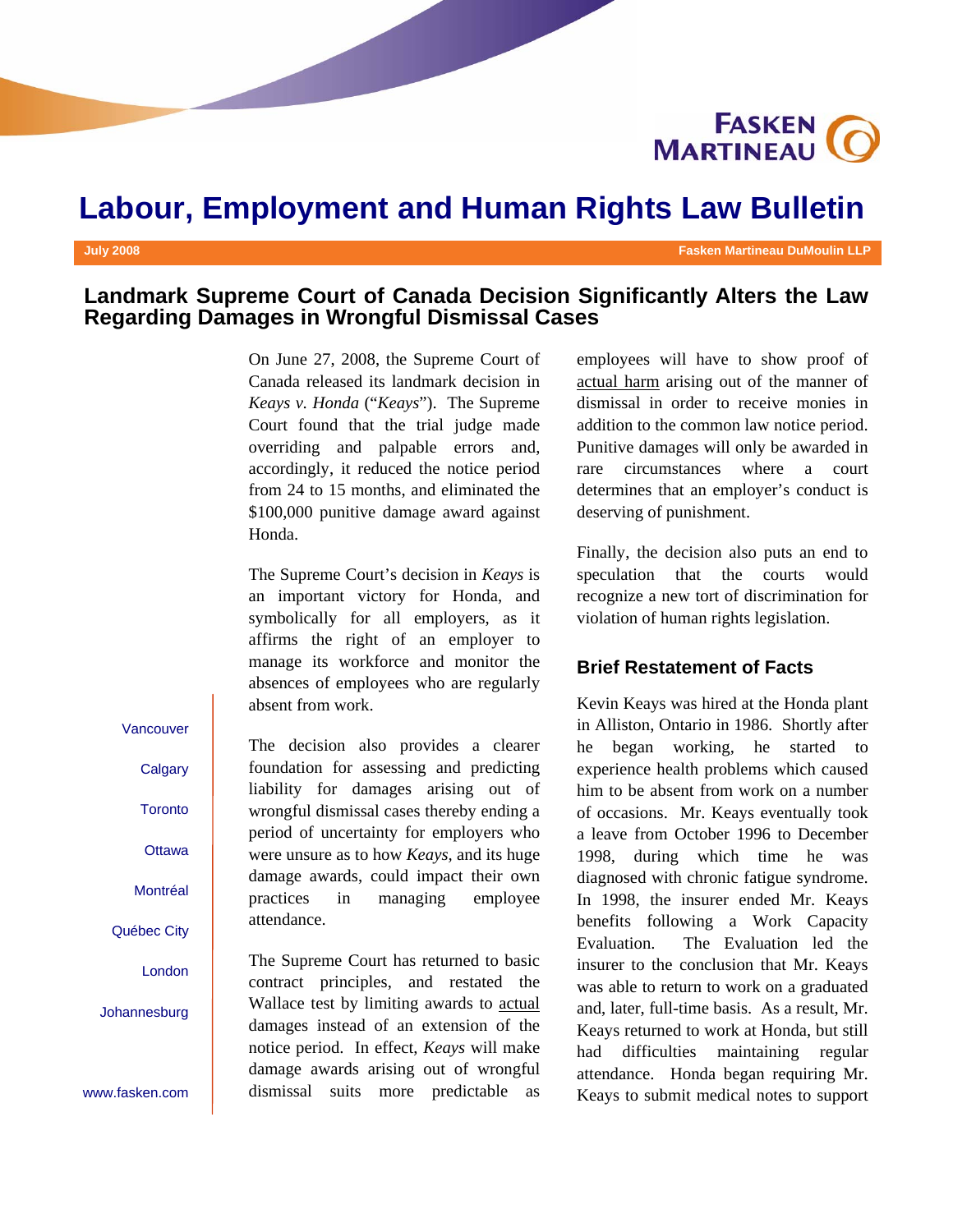FASKEN MARTINEAU

# Labour, Employment and Human Rights Law Bulletin

**July 2008** **Fasken Martineau DuMoulin LLP**

## Landmark Supreme Court of Canada Decision Significantly Alters the Law Regarding Damages in Wrongful Dismissal Cases

On June 27, 2008, the Supreme Court of Canada released its landmark decision in *Keays v. Honda* ("*Keays*"). The Supreme Court found that the trial judge made overriding and palpable errors and, accordingly, it reduced the notice period from 24 to 15 months, and eliminated the $100,000 punitive damage award against Honda.

The Supreme Court's decision in *Keays* is an important victory for Honda, and symbolically for all employers, as it affirms the right of an employer to manage its workforce and monitor the absences of employees who are regularly absent from work.

The decision also provides a clearer foundation for assessing and predicting liability for damages arising out of wrongful dismissal cases thereby ending a period of uncertainty for employers who were unsure as to how *Keays*, and its huge damage awards, could impact their own practices in managing employee attendance.

The Supreme Court has returned to basic contract principles, and restated the Wallace test by limiting awards to actual damages instead of an extension of the notice period. In effect, *Keays* will make damage awards arising out of wrongful dismissal suits more predictable as employees will have to show proof of actual harm arising out of the manner of dismissal in order to receive monies in addition to the common law notice period. Punitive damages will only be awarded in rare circumstances where a court determines that an employer's conduct is deserving of punishment.

Finally, the decision also puts an end to speculation that the courts would recognize a new tort of discrimination for violation of human rights legislation.

### Brief Restatement of Facts

Kevin Keays was hired at the Honda plant in Alliston, Ontario in 1986. Shortly after he began working, he started to experience health problems which caused him to be absent from work on a number of occasions. Mr. Keays eventually took a leave from October 1996 to December 1998, during which time he was diagnosed with chronic fatigue syndrome. In 1998, the insurer ended Mr. Keays benefits following a Work Capacity Evaluation. The Evaluation led the insurer to the conclusion that Mr. Keays was able to return to work on a graduated and, later, full-time basis. As a result, Mr. Keays returned to work at Honda, but still had difficulties maintaining regular attendance. Honda began requiring Mr. Keays to submit medical notes to support

Vancouver

Calgary

Toronto

Ottawa

Montréal

Québec City

London

Johannesburg

www.fasken.com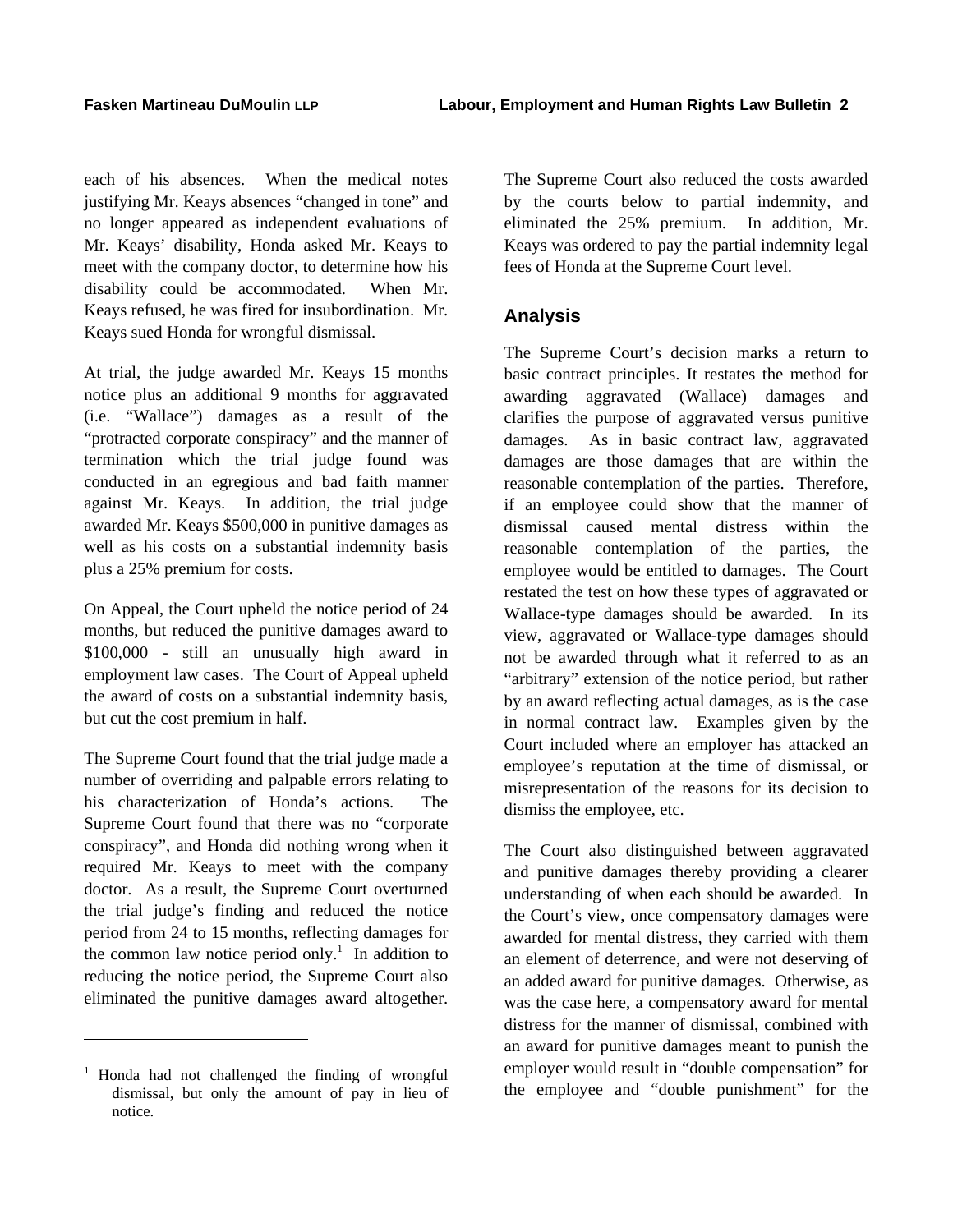each of his absences. When the medical notes justifying Mr. Keays absences "changed in tone" and no longer appeared as independent evaluations of Mr. Keays' disability, Honda asked Mr. Keays to meet with the company doctor, to determine how his disability could be accommodated. When Mr. Keays refused, he was fired for insubordination. Mr. Keays sued Honda for wrongful dismissal.

At trial, the judge awarded Mr. Keays 15 months notice plus an additional 9 months for aggravated (i.e. "Wallace") damages as a result of the "protracted corporate conspiracy" and the manner of termination which the trial judge found was conducted in an egregious and bad faith manner against Mr. Keays. In addition, the trial judge awarded Mr. Keays $500,000 in punitive damages as well as his costs on a substantial indemnity basis plus a 25% premium for costs.

On Appeal, the Court upheld the notice period of 24 months, but reduced the punitive damages award to $100,000 - still an unusually high award in employment law cases. The Court of Appeal upheld the award of costs on a substantial indemnity basis, but cut the cost premium in half.

The Supreme Court found that the trial judge made a number of overriding and palpable errors relating to his characterization of Honda's actions. The Supreme Court found that there was no "corporate conspiracy", and Honda did nothing wrong when it required Mr. Keays to meet with the company doctor. As a result, the Supreme Court overturned the trial judge's finding and reduced the notice period from 24 to 15 months, reflecting damages for the common law notice period only.[1] In addition to reducing the notice period, the Supreme Court also eliminated the punitive damages award altogether. The Supreme Court also reduced the costs awarded by the courts below to partial indemnity, and eliminated the 25% premium. In addition, Mr. Keays was ordered to pay the partial indemnity legal fees of Honda at the Supreme Court level.

## Analysis

The Supreme Court's decision marks a return to basic contract principles. It restates the method for awarding aggravated (Wallace) damages and clarifies the purpose of aggravated versus punitive damages. As in basic contract law, aggravated damages are those damages that are within the reasonable contemplation of the parties. Therefore, if an employee could show that the manner of dismissal caused mental distress within the reasonable contemplation of the parties, the employee would be entitled to damages. The Court restated the test on how these types of aggravated or Wallace-type damages should be awarded. In its view, aggravated or Wallace-type damages should not be awarded through what it referred to as an "arbitrary" extension of the notice period, but rather by an award reflecting actual damages, as is the case in normal contract law. Examples given by the Court included where an employer has attacked an employee's reputation at the time of dismissal, or misrepresentation of the reasons for its decision to dismiss the employee, etc.

The Court also distinguished between aggravated and punitive damages thereby providing a clearer understanding of when each should be awarded. In the Court's view, once compensatory damages were awarded for mental distress, they carried with them an element of deterrence, and were not deserving of an added award for punitive damages. Otherwise, as was the case here, a compensatory award for mental distress for the manner of dismissal, combined with an award for punitive damages meant to punish the employer would result in "double compensation" for the employee and "double punishment" for the

---

[1] Honda had not challenged the finding of wrongful dismissal, but only the amount of pay in lieu of notice.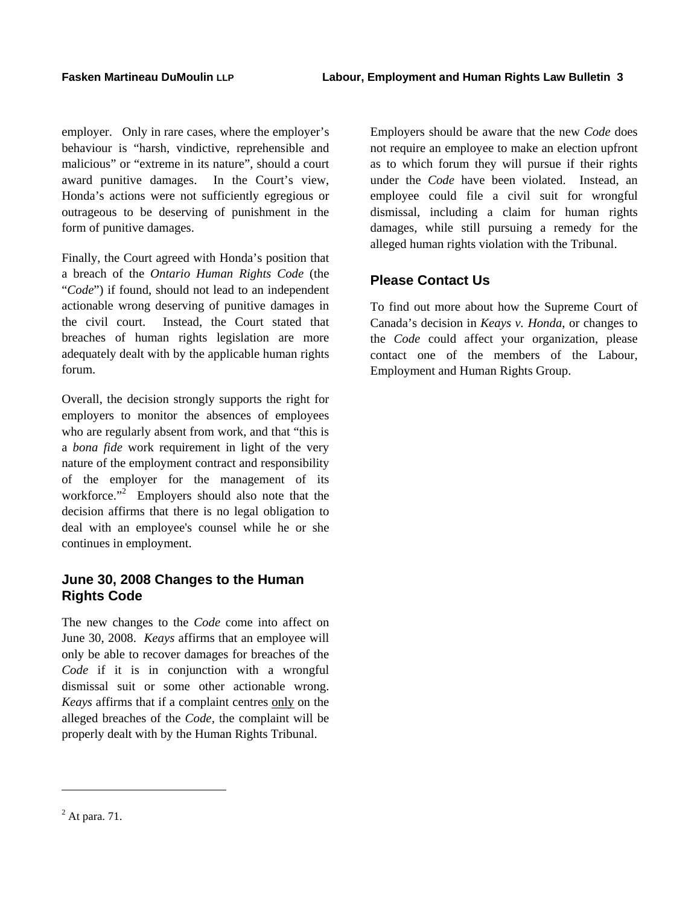employer. Only in rare cases, where the employer's behaviour is "harsh, vindictive, reprehensible and malicious" or "extreme in its nature", should a court award punitive damages. In the Court's view, Honda's actions were not sufficiently egregious or outrageous to be deserving of punishment in the form of punitive damages.

Finally, the Court agreed with Honda's position that a breach of the *Ontario Human Rights Code* (the "*Code*") if found, should not lead to an independent actionable wrong deserving of punitive damages in the civil court. Instead, the Court stated that breaches of human rights legislation are more adequately dealt with by the applicable human rights forum.

Overall, the decision strongly supports the right for employers to monitor the absences of employees who are regularly absent from work, and that "this is a *bona fide* work requirement in light of the very nature of the employment contract and responsibility of the employer for the management of its workforce."[2] Employers should also note that the decision affirms that there is no legal obligation to deal with an employee's counsel while he or she continues in employment.

## June 30, 2008 Changes to the Human Rights Code

The new changes to the *Code* come into affect on June 30, 2008. *Keays* affirms that an employee will only be able to recover damages for breaches of the *Code* if it is in conjunction with a wrongful dismissal suit or some other actionable wrong. *Keays* affirms that if a complaint centres <u>only</u> on the alleged breaches of the *Code*, the complaint will be properly dealt with by the Human Rights Tribunal.

Employers should be aware that the new *Code* does not require an employee to make an election upfront as to which forum they will pursue if their rights under the *Code* have been violated. Instead, an employee could file a civil suit for wrongful dismissal, including a claim for human rights damages, while still pursuing a remedy for the alleged human rights violation with the Tribunal.

## Please Contact Us

To find out more about how the Supreme Court of Canada's decision in *Keays v. Honda*, or changes to the *Code* could affect your organization, please contact one of the members of the Labour, Employment and Human Rights Group.

---

[2] At para. 71.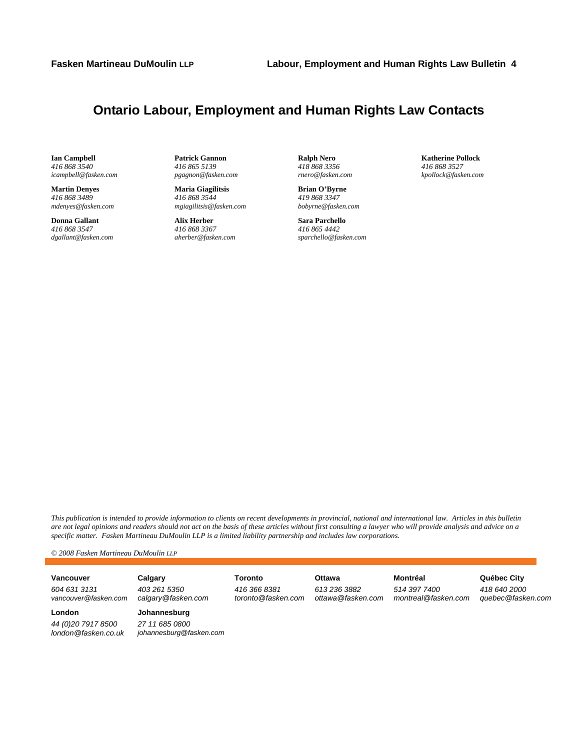## Ontario Labour, Employment and Human Rights Law Contacts

**Ian Campbell**
*416 868 3540*
*icampbell@fasken.com*

**Martin Denyes**
*416 868 3489*
*mdenyes@fasken.com*

**Donna Gallant**
*416 868 3547*
*dgallant@fasken.com*

**Patrick Gannon**
*416 865 5139*
*pgagnon@fasken.com*

**Maria Giagilitsis**
*416 868 3544*
*mgiagilitsis@fasken.com*

**Alix Herber**
*416 868 3367*
*aherber@fasken.com*

**Ralph Nero**
*418 868 3356*
*rnero@fasken.com*

**Brian O'Byrne**
*419 868 3347*
*bobyrne@fasken.com*

**Sara Parchello**
*416 865 4442*
*sparchello@fasken.com*

**Katherine Pollock**
*416 868 3527*
*kpollock@fasken.com*

*This publication is intended to provide information to clients on recent developments in provincial, national and international law. Articles in this bulletin are not legal opinions and readers should not act on the basis of these articles without first consulting a lawyer who will provide analysis and advice on a specific matter. Fasken Martineau DuMoulin LLP is a limited liability partnership and includes law corporations.*

*© 2008 Fasken Martineau DuMoulin LLP*

**Vancouver**
*604 631 3131*
*vancouver@fasken.com*

**Calgary**
*403 261 5350*
*calgary@fasken.com*

**Toronto**
*416 366 8381*
*toronto@fasken.com*

**Ottawa**
*613 236 3882*
*ottawa@fasken.com*

**Montréal**
*514 397 7400*
*montreal@fasken.com*

**Québec City**
*418 640 2000*
*quebec@fasken.com*

**London**
*44 (0)20 7917 8500*
*london@fasken.co.uk*

**Johannesburg**
*27 11 685 0800*
*johannesburg@fasken.com*